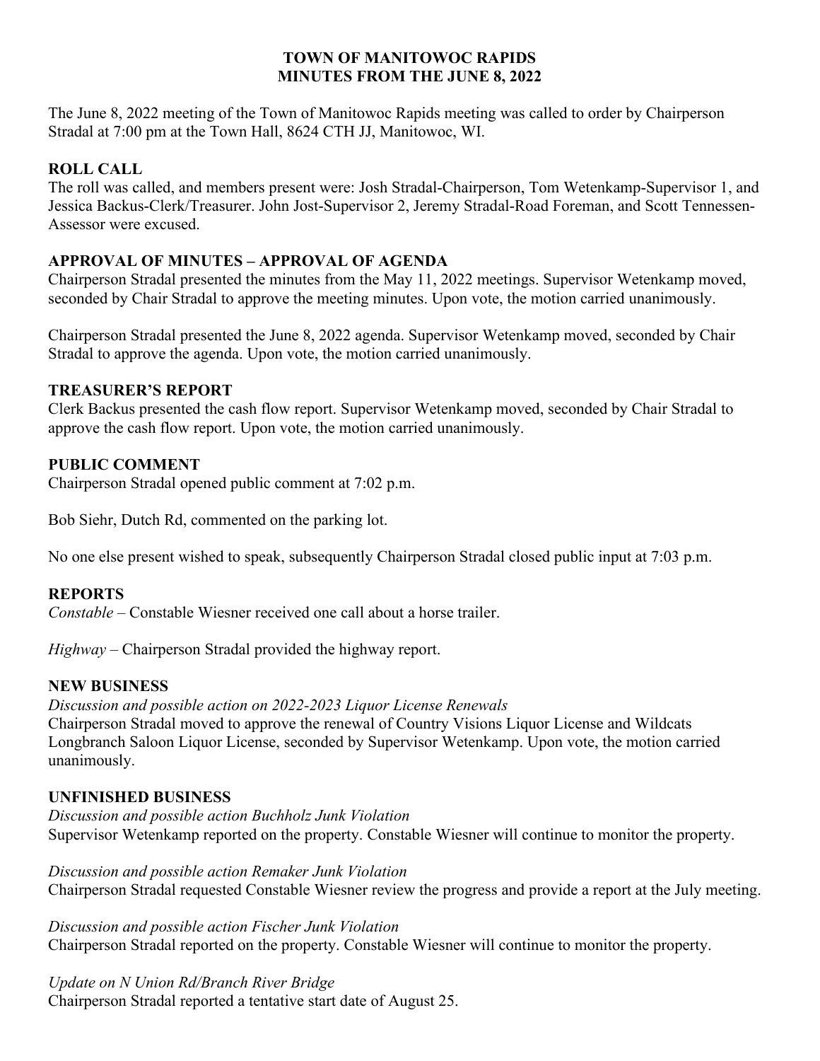# TOWN OF MANITOWOC RAPIDS
# MINUTES FROM THE JUNE 8, 2022

The June 8, 2022 meeting of the Town of Manitowoc Rapids meeting was called to order by Chairperson Stradal at 7:00 pm at the Town Hall, 8624 CTH JJ, Manitowoc, WI.

## ROLL CALL

The roll was called, and members present were: Josh Stradal-Chairperson, Tom Wetenkamp-Supervisor 1, and Jessica Backus-Clerk/Treasurer. John Jost-Supervisor 2, Jeremy Stradal-Road Foreman, and Scott Tennessen-Assessor were excused.

## APPROVAL OF MINUTES – APPROVAL OF AGENDA

Chairperson Stradal presented the minutes from the May 11, 2022 meetings. Supervisor Wetenkamp moved, seconded by Chair Stradal to approve the meeting minutes. Upon vote, the motion carried unanimously.

Chairperson Stradal presented the June 8, 2022 agenda. Supervisor Wetenkamp moved, seconded by Chair Stradal to approve the agenda. Upon vote, the motion carried unanimously.

## TREASURER'S REPORT

Clerk Backus presented the cash flow report. Supervisor Wetenkamp moved, seconded by Chair Stradal to approve the cash flow report. Upon vote, the motion carried unanimously.

## PUBLIC COMMENT

Chairperson Stradal opened public comment at 7:02 p.m.

Bob Siehr, Dutch Rd, commented on the parking lot.

No one else present wished to speak, subsequently Chairperson Stradal closed public input at 7:03 p.m.

## REPORTS

*Constable* – Constable Wiesner received one call about a horse trailer.

*Highway* – Chairperson Stradal provided the highway report.

## NEW BUSINESS

*Discussion and possible action on 2022-2023 Liquor License Renewals*

Chairperson Stradal moved to approve the renewal of Country Visions Liquor License and Wildcats Longbranch Saloon Liquor License, seconded by Supervisor Wetenkamp. Upon vote, the motion carried unanimously.

## UNFINISHED BUSINESS

*Discussion and possible action Buchholz Junk Violation*

Supervisor Wetenkamp reported on the property. Constable Wiesner will continue to monitor the property.

*Discussion and possible action Remaker Junk Violation*

Chairperson Stradal requested Constable Wiesner review the progress and provide a report at the July meeting.

*Discussion and possible action Fischer Junk Violation*

Chairperson Stradal reported on the property. Constable Wiesner will continue to monitor the property.

*Update on N Union Rd/Branch River Bridge*

Chairperson Stradal reported a tentative start date of August 25.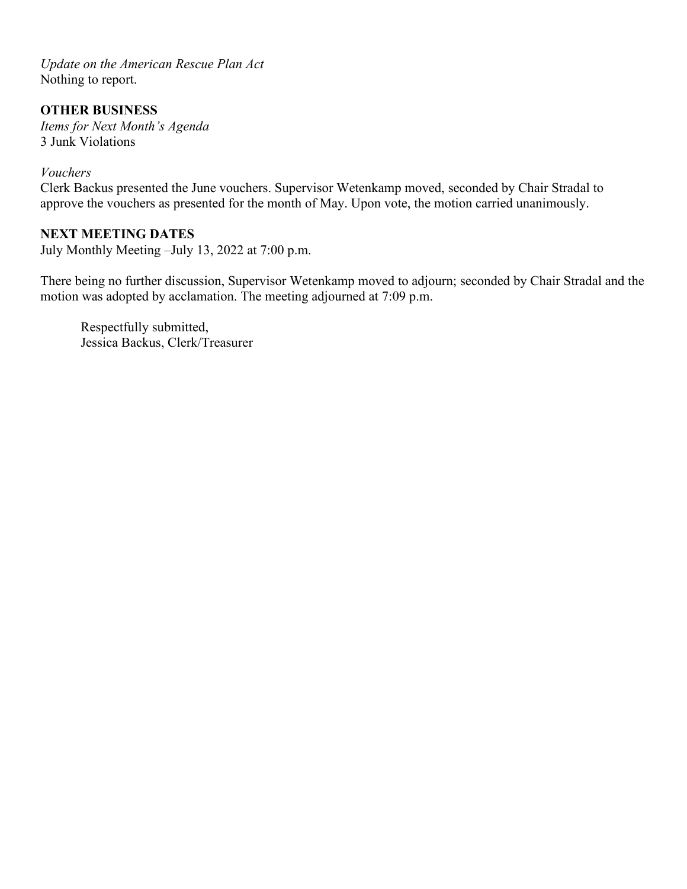*Update on the American Rescue Plan Act*
Nothing to report.

**OTHER BUSINESS**

*Items for Next Month's Agenda*
3 Junk Violations

*Vouchers*
Clerk Backus presented the June vouchers. Supervisor Wetenkamp moved, seconded by Chair Stradal to approve the vouchers as presented for the month of May. Upon vote, the motion carried unanimously.

**NEXT MEETING DATES**

July Monthly Meeting –July 13, 2022 at 7:00 p.m.

There being no further discussion, Supervisor Wetenkamp moved to adjourn; seconded by Chair Stradal and the motion was adopted by acclamation. The meeting adjourned at 7:09 p.m.

Respectfully submitted,
Jessica Backus, Clerk/Treasurer